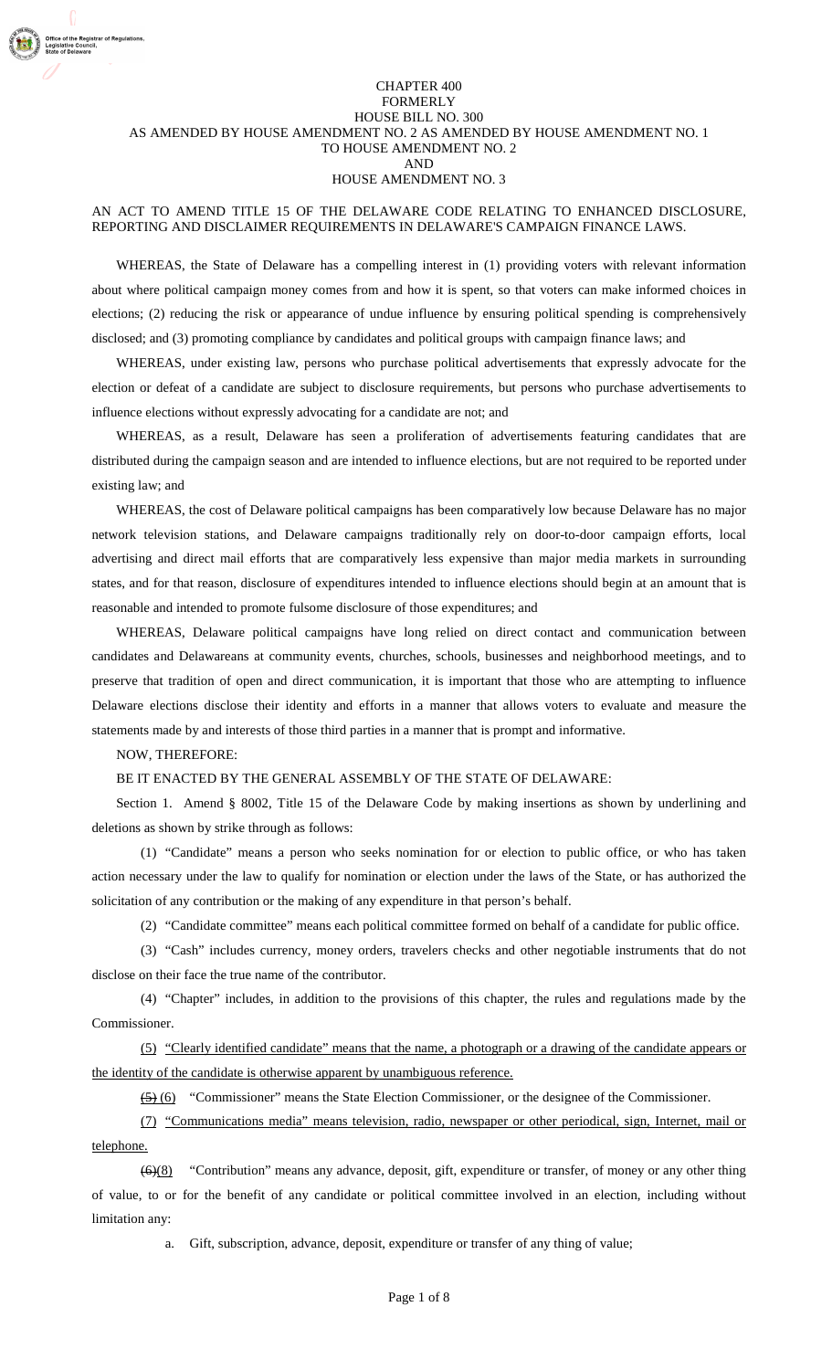CHAPTER 400
FORMERLY
HOUSE BILL NO. 300
AS AMENDED BY HOUSE AMENDMENT NO. 2 AS AMENDED BY HOUSE AMENDMENT NO. 1
TO HOUSE AMENDMENT NO. 2
AND
HOUSE AMENDMENT NO. 3

AN ACT TO AMEND TITLE 15 OF THE DELAWARE CODE RELATING TO ENHANCED DISCLOSURE, REPORTING AND DISCLAIMER REQUIREMENTS IN DELAWARE'S CAMPAIGN FINANCE LAWS.

WHEREAS, the State of Delaware has a compelling interest in (1) providing voters with relevant information about where political campaign money comes from and how it is spent, so that voters can make informed choices in elections; (2) reducing the risk or appearance of undue influence by ensuring political spending is comprehensively disclosed; and (3) promoting compliance by candidates and political groups with campaign finance laws; and

WHEREAS, under existing law, persons who purchase political advertisements that expressly advocate for the election or defeat of a candidate are subject to disclosure requirements, but persons who purchase advertisements to influence elections without expressly advocating for a candidate are not; and

WHEREAS, as a result, Delaware has seen a proliferation of advertisements featuring candidates that are distributed during the campaign season and are intended to influence elections, but are not required to be reported under existing law; and

WHEREAS, the cost of Delaware political campaigns has been comparatively low because Delaware has no major network television stations, and Delaware campaigns traditionally rely on door-to-door campaign efforts, local advertising and direct mail efforts that are comparatively less expensive than major media markets in surrounding states, and for that reason, disclosure of expenditures intended to influence elections should begin at an amount that is reasonable and intended to promote fulsome disclosure of those expenditures; and

WHEREAS, Delaware political campaigns have long relied on direct contact and communication between candidates and Delawareans at community events, churches, schools, businesses and neighborhood meetings, and to preserve that tradition of open and direct communication, it is important that those who are attempting to influence Delaware elections disclose their identity and efforts in a manner that allows voters to evaluate and measure the statements made by and interests of those third parties in a manner that is prompt and informative.

NOW, THEREFORE:

BE IT ENACTED BY THE GENERAL ASSEMBLY OF THE STATE OF DELAWARE:

Section 1. Amend § 8002, Title 15 of the Delaware Code by making insertions as shown by underlining and deletions as shown by strike through as follows:

(1) "Candidate" means a person who seeks nomination for or election to public office, or who has taken action necessary under the law to qualify for nomination or election under the laws of the State, or has authorized the solicitation of any contribution or the making of any expenditure in that person's behalf.

(2) "Candidate committee" means each political committee formed on behalf of a candidate for public office.

(3) "Cash" includes currency, money orders, travelers checks and other negotiable instruments that do not disclose on their face the true name of the contributor.

(4) "Chapter" includes, in addition to the provisions of this chapter, the rules and regulations made by the Commissioner.

<u>(5) "Clearly identified candidate" means that the name, a photograph or a drawing of the candidate appears or the identity of the candidate is otherwise apparent by unambiguous reference.</u>

~~(5)~~ <u>(6)</u> "Commissioner" means the State Election Commissioner, or the designee of the Commissioner.

<u>(7) "Communications media" means television, radio, newspaper or other periodical, sign, Internet, mail or telephone.</u>

~~(6)~~<u>(8)</u> "Contribution" means any advance, deposit, gift, expenditure or transfer, of money or any other thing of value, to or for the benefit of any candidate or political committee involved in an election, including without limitation any:

a. Gift, subscription, advance, deposit, expenditure or transfer of any thing of value;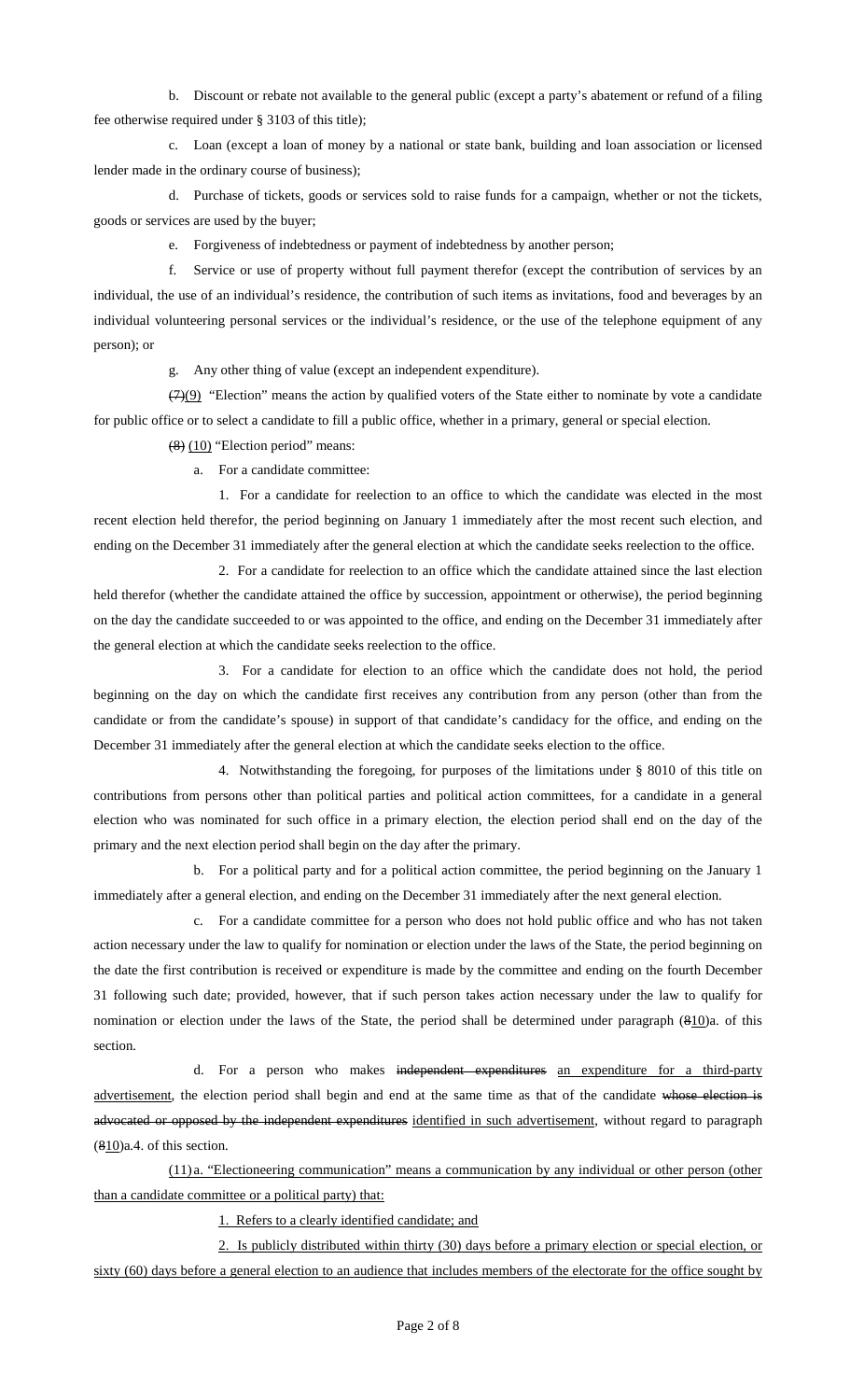b. Discount or rebate not available to the general public (except a party's abatement or refund of a filing fee otherwise required under § 3103 of this title);

c. Loan (except a loan of money by a national or state bank, building and loan association or licensed lender made in the ordinary course of business);

d. Purchase of tickets, goods or services sold to raise funds for a campaign, whether or not the tickets, goods or services are used by the buyer;

e. Forgiveness of indebtedness or payment of indebtedness by another person;

f. Service or use of property without full payment therefor (except the contribution of services by an individual, the use of an individual's residence, the contribution of such items as invitations, food and beverages by an individual volunteering personal services or the individual's residence, or the use of the telephone equipment of any person); or

g. Any other thing of value (except an independent expenditure).

~~(7)~~(9) "Election" means the action by qualified voters of the State either to nominate by vote a candidate for public office or to select a candidate to fill a public office, whether in a primary, general or special election.

~~(8)~~ (10) "Election period" means:

a. For a candidate committee:

1. For a candidate for reelection to an office to which the candidate was elected in the most recent election held therefor, the period beginning on January 1 immediately after the most recent such election, and ending on the December 31 immediately after the general election at which the candidate seeks reelection to the office.

2. For a candidate for reelection to an office which the candidate attained since the last election held therefor (whether the candidate attained the office by succession, appointment or otherwise), the period beginning on the day the candidate succeeded to or was appointed to the office, and ending on the December 31 immediately after the general election at which the candidate seeks reelection to the office.

3. For a candidate for election to an office which the candidate does not hold, the period beginning on the day on which the candidate first receives any contribution from any person (other than from the candidate or from the candidate's spouse) in support of that candidate's candidacy for the office, and ending on the December 31 immediately after the general election at which the candidate seeks election to the office.

4. Notwithstanding the foregoing, for purposes of the limitations under § 8010 of this title on contributions from persons other than political parties and political action committees, for a candidate in a general election who was nominated for such office in a primary election, the election period shall end on the day of the primary and the next election period shall begin on the day after the primary.

b. For a political party and for a political action committee, the period beginning on the January 1 immediately after a general election, and ending on the December 31 immediately after the next general election.

c. For a candidate committee for a person who does not hold public office and who has not taken action necessary under the law to qualify for nomination or election under the laws of the State, the period beginning on the date the first contribution is received or expenditure is made by the committee and ending on the fourth December 31 following such date; provided, however, that if such person takes action necessary under the law to qualify for nomination or election under the laws of the State, the period shall be determined under paragraph (~~8~~10)a. of this section.

d. For a person who makes ~~independent expenditures~~ an expenditure for a third-party advertisement, the election period shall begin and end at the same time as that of the candidate ~~whose election is advocated or opposed by the independent expenditures~~ identified in such advertisement, without regard to paragraph (~~8~~10)a.4. of this section.

(11) a. "Electioneering communication" means a communication by any individual or other person (other than a candidate committee or a political party) that:

1. Refers to a clearly identified candidate; and

2. Is publicly distributed within thirty (30) days before a primary election or special election, or sixty (60) days before a general election to an audience that includes members of the electorate for the office sought by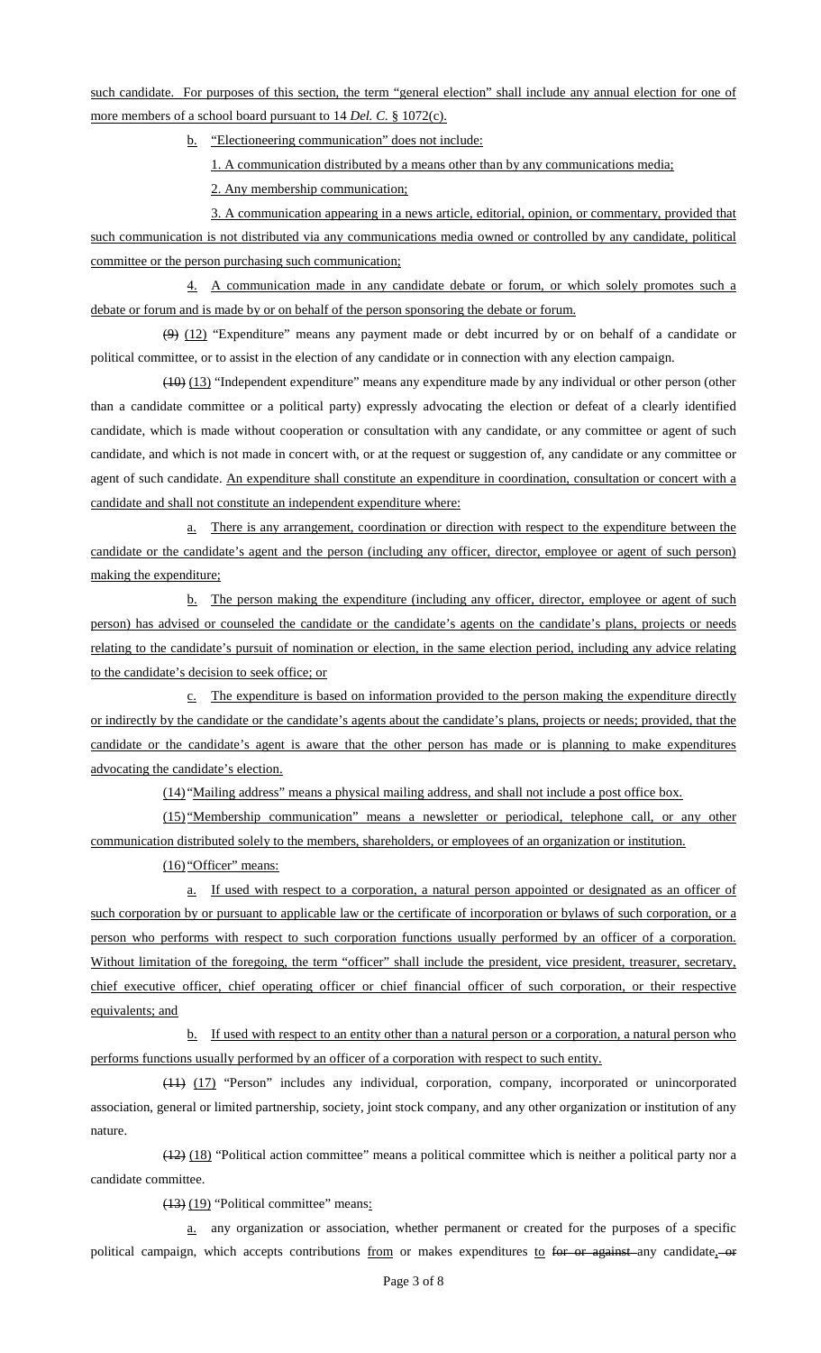such candidate. For purposes of this section, the term "general election" shall include any annual election for one of more members of a school board pursuant to 14 *Del. C.* § 1072(c).

b. "Electioneering communication" does not include:

1. A communication distributed by a means other than by any communications media;

2. Any membership communication;

3. A communication appearing in a news article, editorial, opinion, or commentary, provided that such communication is not distributed via any communications media owned or controlled by any candidate, political committee or the person purchasing such communication;

4. A communication made in any candidate debate or forum, or which solely promotes such a debate or forum and is made by or on behalf of the person sponsoring the debate or forum.

~~(9)~~ (12) "Expenditure" means any payment made or debt incurred by or on behalf of a candidate or political committee, or to assist in the election of any candidate or in connection with any election campaign.

~~(10)~~ (13) "Independent expenditure" means any expenditure made by any individual or other person (other than a candidate committee or a political party) expressly advocating the election or defeat of a clearly identified candidate, which is made without cooperation or consultation with any candidate, or any committee or agent of such candidate, and which is not made in concert with, or at the request or suggestion of, any candidate or any committee or agent of such candidate. An expenditure shall constitute an expenditure in coordination, consultation or concert with a candidate and shall not constitute an independent expenditure where:

a. There is any arrangement, coordination or direction with respect to the expenditure between the candidate or the candidate's agent and the person (including any officer, director, employee or agent of such person) making the expenditure;

b. The person making the expenditure (including any officer, director, employee or agent of such person) has advised or counseled the candidate or the candidate's agents on the candidate's plans, projects or needs relating to the candidate's pursuit of nomination or election, in the same election period, including any advice relating to the candidate's decision to seek office; or

c. The expenditure is based on information provided to the person making the expenditure directly or indirectly by the candidate or the candidate's agents about the candidate's plans, projects or needs; provided, that the candidate or the candidate's agent is aware that the other person has made or is planning to make expenditures advocating the candidate's election.

(14) "Mailing address" means a physical mailing address, and shall not include a post office box.

(15) "Membership communication" means a newsletter or periodical, telephone call, or any other communication distributed solely to the members, shareholders, or employees of an organization or institution.

(16) "Officer" means:

a. If used with respect to a corporation, a natural person appointed or designated as an officer of such corporation by or pursuant to applicable law or the certificate of incorporation or bylaws of such corporation, or a person who performs with respect to such corporation functions usually performed by an officer of a corporation. Without limitation of the foregoing, the term "officer" shall include the president, vice president, treasurer, secretary, chief executive officer, chief operating officer or chief financial officer of such corporation, or their respective equivalents; and

b. If used with respect to an entity other than a natural person or a corporation, a natural person who performs functions usually performed by an officer of a corporation with respect to such entity.

~~(11)~~ (17) "Person" includes any individual, corporation, company, incorporated or unincorporated association, general or limited partnership, society, joint stock company, and any other organization or institution of any nature.

~~(12)~~ (18) "Political action committee" means a political committee which is neither a political party nor a candidate committee.

~~(13)~~ (19) "Political committee" means:

a. any organization or association, whether permanent or created for the purposes of a specific political campaign, which accepts contributions from or makes expenditures to ~~for or against~~ any candidate~~, or~~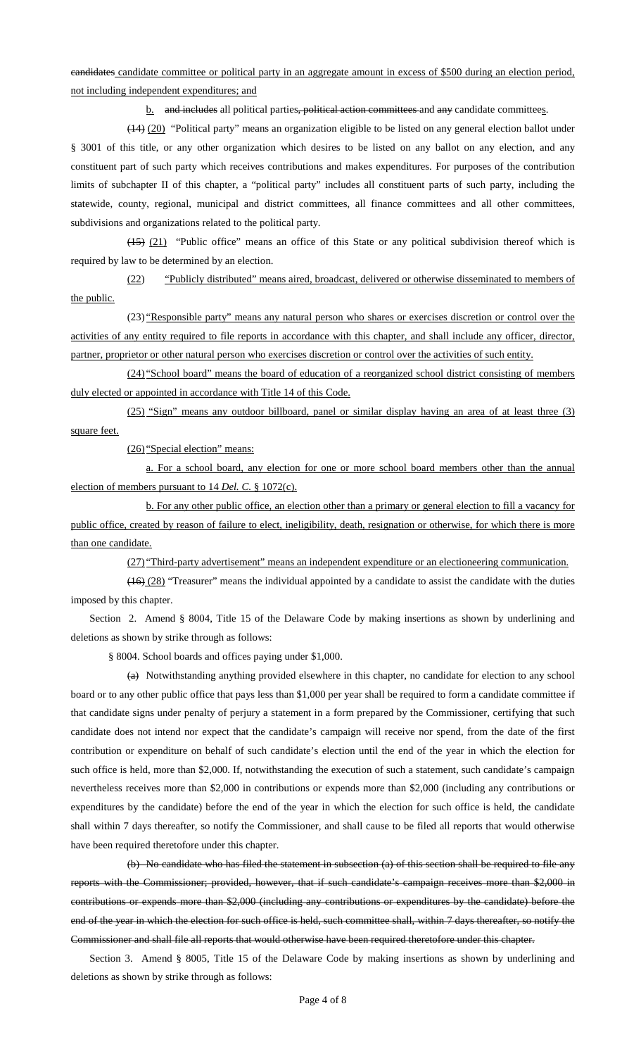~~candidates~~ candidate committee or political party in an aggregate amount in excess of $500 during an election period, not including independent expenditures; and

b. ~~and includes~~ all political parties~~, political action committees~~ and ~~any~~ candidate committees.

~~(14)~~ (20) "Political party" means an organization eligible to be listed on any general election ballot under § 3001 of this title, or any other organization which desires to be listed on any ballot on any election, and any constituent part of such party which receives contributions and makes expenditures. For purposes of the contribution limits of subchapter II of this chapter, a "political party" includes all constituent parts of such party, including the statewide, county, regional, municipal and district committees, all finance committees and all other committees, subdivisions and organizations related to the political party.

~~(15)~~ (21) "Public office" means an office of this State or any political subdivision thereof which is required by law to be determined by an election.

(22) "Publicly distributed" means aired, broadcast, delivered or otherwise disseminated to members of the public.

(23) "Responsible party" means any natural person who shares or exercises discretion or control over the activities of any entity required to file reports in accordance with this chapter, and shall include any officer, director, partner, proprietor or other natural person who exercises discretion or control over the activities of such entity.

(24) "School board" means the board of education of a reorganized school district consisting of members duly elected or appointed in accordance with Title 14 of this Code.

(25) "Sign" means any outdoor billboard, panel or similar display having an area of at least three (3) square feet.

(26) "Special election" means:

a. For a school board, any election for one or more school board members other than the annual election of members pursuant to 14 *Del. C.* § 1072(c).

b. For any other public office, an election other than a primary or general election to fill a vacancy for public office, created by reason of failure to elect, ineligibility, death, resignation or otherwise, for which there is more than one candidate.

(27) "Third-party advertisement" means an independent expenditure or an electioneering communication.

~~(16)~~ (28) "Treasurer" means the individual appointed by a candidate to assist the candidate with the duties imposed by this chapter.

Section 2. Amend § 8004, Title 15 of the Delaware Code by making insertions as shown by underlining and deletions as shown by strike through as follows:

§ 8004. School boards and offices paying under $1,000.

~~(a)~~ Notwithstanding anything provided elsewhere in this chapter, no candidate for election to any school board or to any other public office that pays less than $1,000 per year shall be required to form a candidate committee if that candidate signs under penalty of perjury a statement in a form prepared by the Commissioner, certifying that such candidate does not intend nor expect that the candidate's campaign will receive nor spend, from the date of the first contribution or expenditure on behalf of such candidate's election until the end of the year in which the election for such office is held, more than $2,000. If, notwithstanding the execution of such a statement, such candidate's campaign nevertheless receives more than $2,000 in contributions or expends more than $2,000 (including any contributions or expenditures by the candidate) before the end of the year in which the election for such office is held, the candidate shall within 7 days thereafter, so notify the Commissioner, and shall cause to be filed all reports that would otherwise have been required theretofore under this chapter.

~~(b) No candidate who has filed the statement in subsection (a) of this section shall be required to file any reports with the Commissioner; provided, however, that if such candidate's campaign receives more than $2,000 in contributions or expends more than $2,000 (including any contributions or expenditures by the candidate) before the end of the year in which the election for such office is held, such committee shall, within 7 days thereafter, so notify the Commissioner and shall file all reports that would otherwise have been required theretofore under this chapter.~~

Section 3. Amend § 8005, Title 15 of the Delaware Code by making insertions as shown by underlining and deletions as shown by strike through as follows: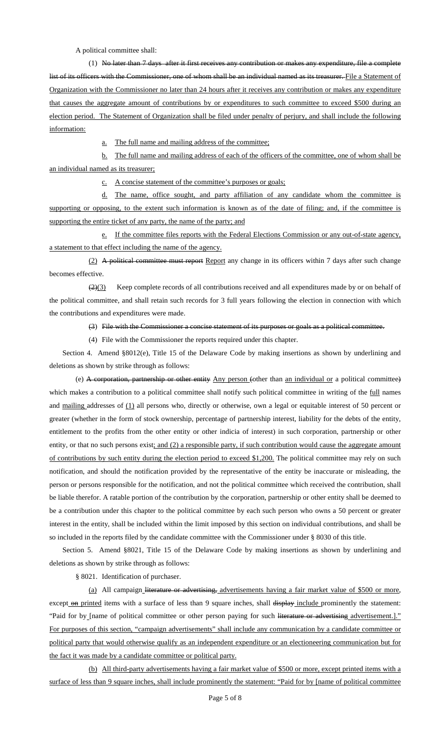A political committee shall:

(1) ~~No later than 7 days after it first receives any contribution or makes any expenditure, file a complete list of its officers with the Commissioner, one of whom shall be an individual named as its treasurer.~~ <u>File a Statement of Organization with the Commissioner no later than 24 hours after it receives any contribution or makes any expenditure that causes the aggregate amount of contributions by or expenditures to such committee to exceed $500 during an election period. The Statement of Organization shall be filed under penalty of perjury, and shall include the following information:</u>

<u>a.</u> <u>The full name and mailing address of the committee;</u>

<u>b.</u> <u>The full name and mailing address of each of the officers of the committee, one of whom shall be an individual named as its treasurer;</u>

<u>c.</u> <u>A concise statement of the committee's purposes or goals;</u>

<u>d.</u> <u>The name, office sought, and party affiliation of any candidate whom the committee is supporting or opposing, to the extent such information is known as of the date of filing; and, if the committee is supporting the entire ticket of any party, the name of the party; and</u>

<u>e.</u> <u>If the committee files reports with the Federal Elections Commission or any out-of-state agency, a statement to that effect including the name of the agency.</u>

<u>(2)</u> ~~A political committee must report~~ <u>Report</u> any change in its officers within 7 days after such change becomes effective.

~~(2)~~<u>(3)</u> Keep complete records of all contributions received and all expenditures made by or on behalf of the political committee, and shall retain such records for 3 full years following the election in connection with which the contributions and expenditures were made.

~~(3) File with the Commissioner a concise statement of its purposes or goals as a political committee.~~

(4) File with the Commissioner the reports required under this chapter.

Section 4. Amend §8012(e), Title 15 of the Delaware Code by making insertions as shown by underlining and deletions as shown by strike through as follows:

(e) ~~A corporation, partnership or other entity~~ <u>Any person</u> ~~(~~other than <u>an individual or</u> a political committee~~)~~ which makes a contribution to a political committee shall notify such political committee in writing of the <u>full</u> names and <u>mailing</u> addresses of <u>(1)</u> all persons who, directly or otherwise, own a legal or equitable interest of 50 percent or greater (whether in the form of stock ownership, percentage of partnership interest, liability for the debts of the entity, entitlement to the profits from the other entity or other indicia of interest) in such corporation, partnership or other entity, or that no such persons exist<u>; and (2) a responsible party, if such contribution would cause the aggregate amount of contributions by such entity during the election period to exceed $1,200.</u> The political committee may rely on such notification, and should the notification provided by the representative of the entity be inaccurate or misleading, the person or persons responsible for the notification, and not the political committee which received the contribution, shall be liable therefor. A ratable portion of the contribution by the corporation, partnership or other entity shall be deemed to be a contribution under this chapter to the political committee by each such person who owns a 50 percent or greater interest in the entity, shall be included within the limit imposed by this section on individual contributions, and shall be so included in the reports filed by the candidate committee with the Commissioner under § 8030 of this title.

Section 5. Amend §8021, Title 15 of the Delaware Code by making insertions as shown by underlining and deletions as shown by strike through as follows:

§ 8021. Identification of purchaser.

<u>(a)</u> All campaign ~~literature or advertising,~~ <u>advertisements having a fair market value of $500 or more</u>, except ~~on~~ <u>printed</u> items with a surface of less than 9 square inches, shall ~~display~~ <u>include</u> prominently the statement: "Paid for by [name of political committee or other person paying for such ~~literature or advertising~~ <u>advertisement</u>.]." <u>For purposes of this section, "campaign advertisements" shall include any communication by a candidate committee or political party that would otherwise qualify as an independent expenditure or an electioneering communication but for the fact it was made by a candidate committee or political party.</u>

<u>(b)</u> <u>All third-party advertisements having a fair market value of $500 or more, except printed items with a surface of less than 9 square inches, shall include prominently the statement: "Paid for by [name of political committee</u>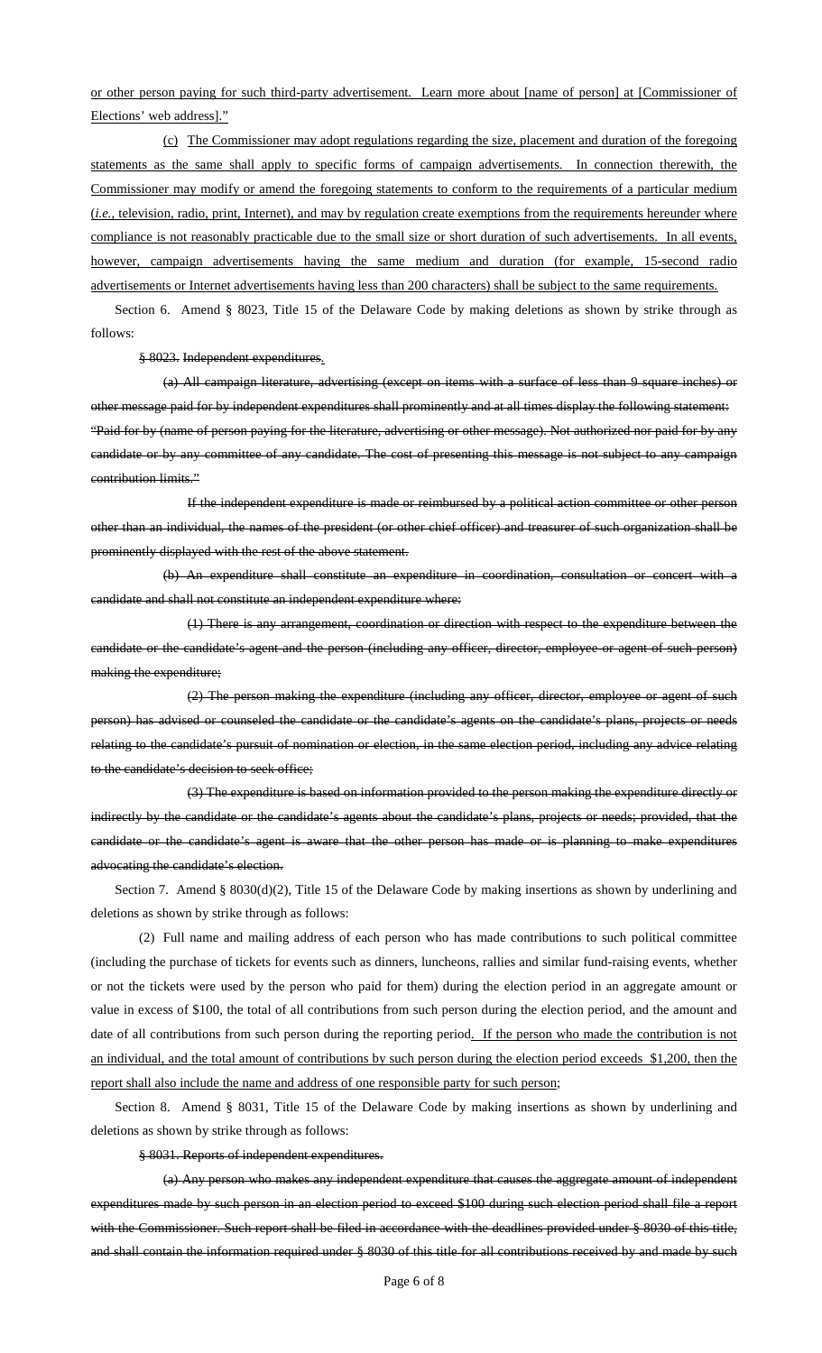or other person paying for such third-party advertisement. Learn more about [name of person] at [Commissioner of Elections' web address]."

(c) The Commissioner may adopt regulations regarding the size, placement and duration of the foregoing statements as the same shall apply to specific forms of campaign advertisements. In connection therewith, the Commissioner may modify or amend the foregoing statements to conform to the requirements of a particular medium (*i.e.*, television, radio, print, Internet), and may by regulation create exemptions from the requirements hereunder where compliance is not reasonably practicable due to the small size or short duration of such advertisements. In all events, however, campaign advertisements having the same medium and duration (for example, 15-second radio advertisements or Internet advertisements having less than 200 characters) shall be subject to the same requirements.

Section 6. Amend § 8023, Title 15 of the Delaware Code by making deletions as shown by strike through as follows:

~~§ 8023. Independent expenditures.~~

~~(a) All campaign literature, advertising (except on items with a surface of less than 9 square inches) or other message paid for by independent expenditures shall prominently and at all times display the following statement: "Paid for by (name of person paying for the literature, advertising or other message). Not authorized nor paid for by any candidate or by any committee of any candidate. The cost of presenting this message is not subject to any campaign contribution limits."~~

~~If the independent expenditure is made or reimbursed by a political action committee or other person other than an individual, the names of the president (or other chief officer) and treasurer of such organization shall be prominently displayed with the rest of the above statement.~~

~~(b) An expenditure shall constitute an expenditure in coordination, consultation or concert with a candidate and shall not constitute an independent expenditure where:~~

~~(1) There is any arrangement, coordination or direction with respect to the expenditure between the candidate or the candidate's agent and the person (including any officer, director, employee or agent of such person) making the expenditure;~~

~~(2) The person making the expenditure (including any officer, director, employee or agent of such person) has advised or counseled the candidate or the candidate's agents on the candidate's plans, projects or needs relating to the candidate's pursuit of nomination or election, in the same election period, including any advice relating to the candidate's decision to seek office;~~

~~(3) The expenditure is based on information provided to the person making the expenditure directly or indirectly by the candidate or the candidate's agents about the candidate's plans, projects or needs; provided, that the candidate or the candidate's agent is aware that the other person has made or is planning to make expenditures advocating the candidate's election.~~

Section 7. Amend § 8030(d)(2), Title 15 of the Delaware Code by making insertions as shown by underlining and deletions as shown by strike through as follows:

(2) Full name and mailing address of each person who has made contributions to such political committee (including the purchase of tickets for events such as dinners, luncheons, rallies and similar fund-raising events, whether or not the tickets were used by the person who paid for them) during the election period in an aggregate amount or value in excess of $100, the total of all contributions from such person during the election period, and the amount and date of all contributions from such person during the reporting period. If the person who made the contribution is not an individual, and the total amount of contributions by such person during the election period exceeds $1,200, then the report shall also include the name and address of one responsible party for such person;

Section 8. Amend § 8031, Title 15 of the Delaware Code by making insertions as shown by underlining and deletions as shown by strike through as follows:

~~§ 8031. Reports of independent expenditures.~~

~~(a) Any person who makes any independent expenditure that causes the aggregate amount of independent expenditures made by such person in an election period to exceed $100 during such election period shall file a report with the Commissioner. Such report shall be filed in accordance with the deadlines provided under § 8030 of this title, and shall contain the information required under § 8030 of this title for all contributions received by and made by such~~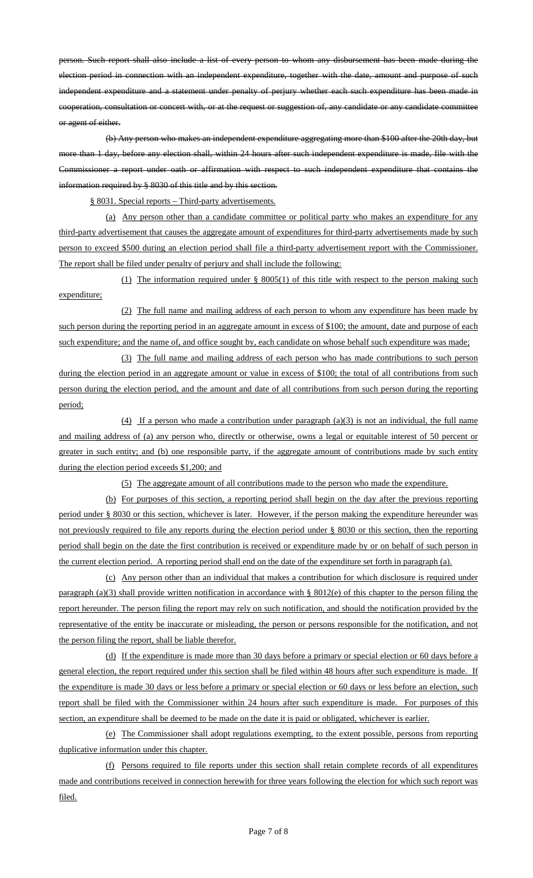~~person. Such report shall also include a list of every person to whom any disbursement has been made during the election period in connection with an independent expenditure, together with the date, amount and purpose of such independent expenditure and a statement under penalty of perjury whether each such expenditure has been made in cooperation, consultation or concert with, or at the request or suggestion of, any candidate or any candidate committee or agent of either.~~

~~(b) Any person who makes an independent expenditure aggregating more than $100 after the 20th day, but more than 1 day, before any election shall, within 24 hours after such independent expenditure is made, file with the Commissioner a report under oath or affirmation with respect to such independent expenditure that contains the information required by § 8030 of this title and by this section.~~

<u>§ 8031. Special reports – Third-party advertisements.</u>

<u>(a) Any person other than a candidate committee or political party who makes an expenditure for any third-party advertisement that causes the aggregate amount of expenditures for third-party advertisements made by such person to exceed $500 during an election period shall file a third-party advertisement report with the Commissioner. The report shall be filed under penalty of perjury and shall include the following:</u>

<u>(1) The information required under § 8005(1) of this title with respect to the person making such expenditure;</u>

<u>(2) The full name and mailing address of each person to whom any expenditure has been made by such person during the reporting period in an aggregate amount in excess of $100; the amount, date and purpose of each such expenditure; and the name of, and office sought by, each candidate on whose behalf such expenditure was made;</u>

<u>(3) The full name and mailing address of each person who has made contributions to such person during the election period in an aggregate amount or value in excess of $100; the total of all contributions from such person during the election period, and the amount and date of all contributions from such person during the reporting period;</u>

<u>(4) If a person who made a contribution under paragraph (a)(3) is not an individual, the full name and mailing address of (a) any person who, directly or otherwise, owns a legal or equitable interest of 50 percent or greater in such entity; and (b) one responsible party, if the aggregate amount of contributions made by such entity during the election period exceeds $1,200; and</u>

<u>(5) The aggregate amount of all contributions made to the person who made the expenditure.</u>

<u>(b) For purposes of this section, a reporting period shall begin on the day after the previous reporting period under § 8030 or this section, whichever is later. However, if the person making the expenditure hereunder was not previously required to file any reports during the election period under § 8030 or this section, then the reporting period shall begin on the date the first contribution is received or expenditure made by or on behalf of such person in the current election period. A reporting period shall end on the date of the expenditure set forth in paragraph (a).</u>

<u>(c) Any person other than an individual that makes a contribution for which disclosure is required under paragraph (a)(3) shall provide written notification in accordance with § 8012(e) of this chapter to the person filing the report hereunder. The person filing the report may rely on such notification, and should the notification provided by the representative of the entity be inaccurate or misleading, the person or persons responsible for the notification, and not the person filing the report, shall be liable therefor.</u>

<u>(d) If the expenditure is made more than 30 days before a primary or special election or 60 days before a general election, the report required under this section shall be filed within 48 hours after such expenditure is made. If the expenditure is made 30 days or less before a primary or special election or 60 days or less before an election, such report shall be filed with the Commissioner within 24 hours after such expenditure is made. For purposes of this section, an expenditure shall be deemed to be made on the date it is paid or obligated, whichever is earlier.</u>

<u>(e) The Commissioner shall adopt regulations exempting, to the extent possible, persons from reporting duplicative information under this chapter.</u>

<u>(f) Persons required to file reports under this section shall retain complete records of all expenditures made and contributions received in connection herewith for three years following the election for which such report was filed.</u>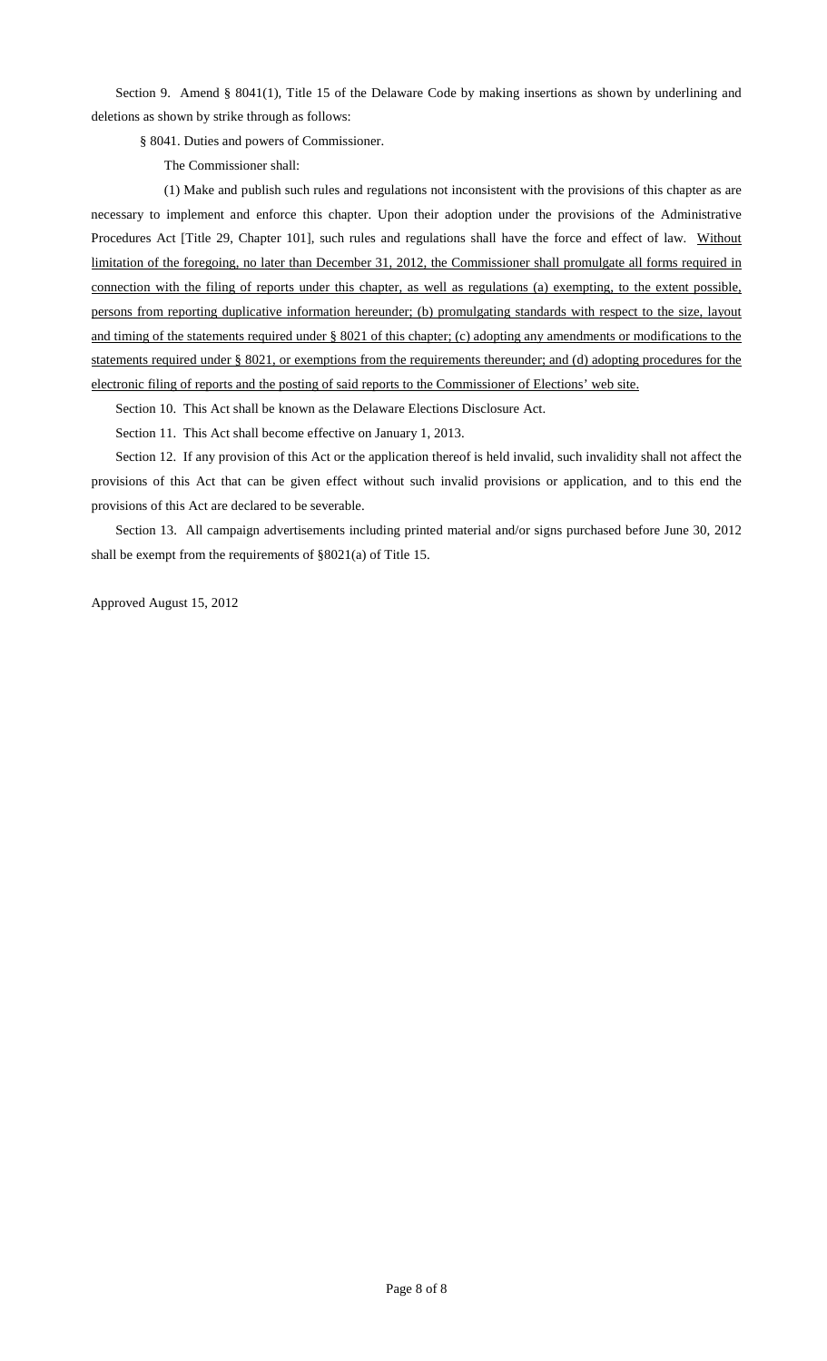Section 9. Amend § 8041(1), Title 15 of the Delaware Code by making insertions as shown by underlining and deletions as shown by strike through as follows:

§ 8041. Duties and powers of Commissioner.

The Commissioner shall:

(1) Make and publish such rules and regulations not inconsistent with the provisions of this chapter as are necessary to implement and enforce this chapter. Upon their adoption under the provisions of the Administrative Procedures Act [Title 29, Chapter 101], such rules and regulations shall have the force and effect of law. <u>Without limitation of the foregoing, no later than December 31, 2012, the Commissioner shall promulgate all forms required in connection with the filing of reports under this chapter, as well as regulations (a) exempting, to the extent possible, persons from reporting duplicative information hereunder; (b) promulgating standards with respect to the size, layout and timing of the statements required under § 8021 of this chapter; (c) adopting any amendments or modifications to the statements required under § 8021, or exemptions from the requirements thereunder; and (d) adopting procedures for the electronic filing of reports and the posting of said reports to the Commissioner of Elections' web site.</u>

Section 10. This Act shall be known as the Delaware Elections Disclosure Act.

Section 11. This Act shall become effective on January 1, 2013.

Section 12. If any provision of this Act or the application thereof is held invalid, such invalidity shall not affect the provisions of this Act that can be given effect without such invalid provisions or application, and to this end the provisions of this Act are declared to be severable.

Section 13. All campaign advertisements including printed material and/or signs purchased before June 30, 2012 shall be exempt from the requirements of §8021(a) of Title 15.

Approved August 15, 2012